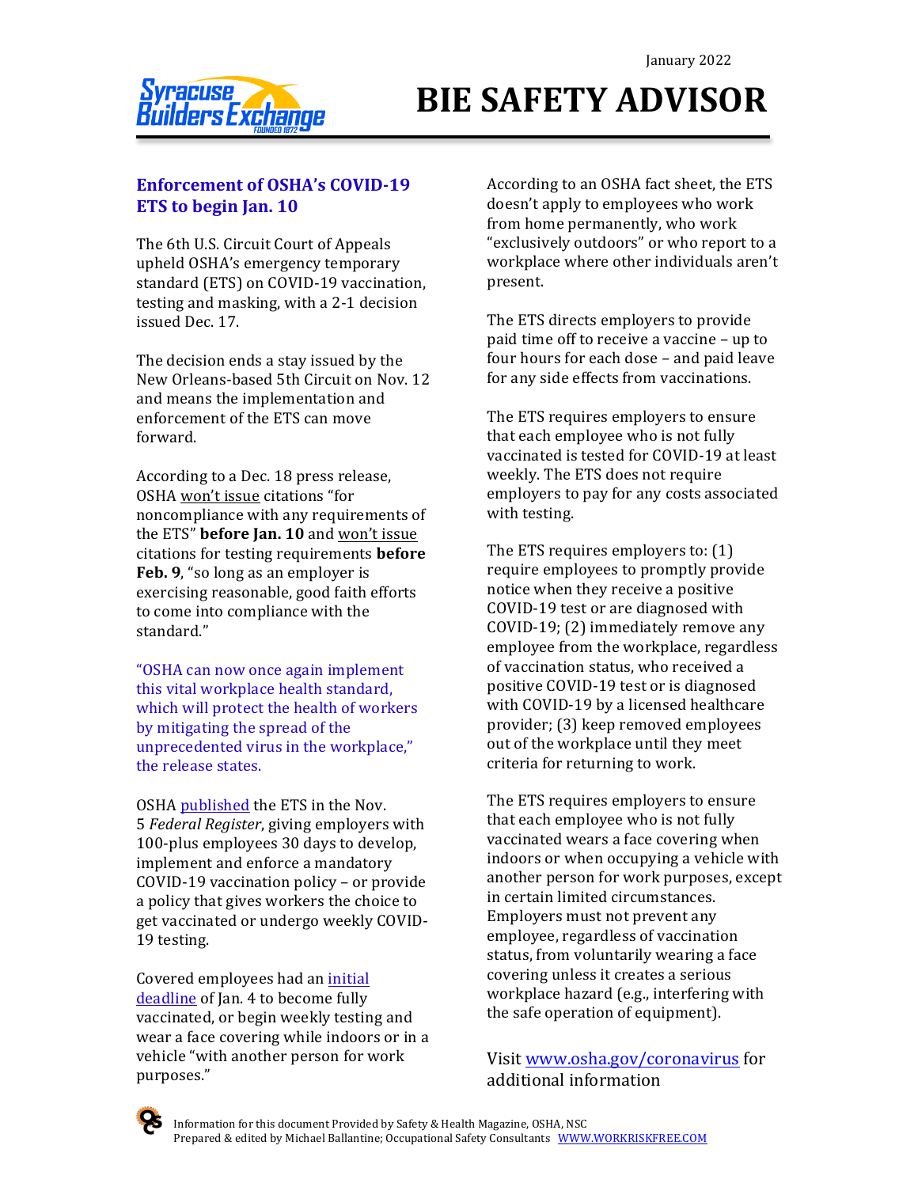January 2022

# BIE SAFETY ADVISOR

## Enforcement of OSHA's COVID-19 ETS to begin Jan. 10

The 6th U.S. Circuit Court of Appeals upheld OSHA's emergency temporary standard (ETS) on COVID-19 vaccination, testing and masking, with a 2-1 decision issued Dec. 17.

The decision ends a stay issued by the New Orleans-based 5th Circuit on Nov. 12 and means the implementation and enforcement of the ETS can move forward.

According to a Dec. 18 press release, OSHA won't issue citations "for noncompliance with any requirements of the ETS" **before Jan. 10** and won't issue citations for testing requirements **before Feb. 9**, "so long as an employer is exercising reasonable, good faith efforts to come into compliance with the standard."

"OSHA can now once again implement this vital workplace health standard, which will protect the health of workers by mitigating the spread of the unprecedented virus in the workplace," the release states.

OSHA published the ETS in the Nov. 5 *Federal Register*, giving employers with 100-plus employees 30 days to develop, implement and enforce a mandatory COVID-19 vaccination policy – or provide a policy that gives workers the choice to get vaccinated or undergo weekly COVID-19 testing.

Covered employees had an initial deadline of Jan. 4 to become fully vaccinated, or begin weekly testing and wear a face covering while indoors or in a vehicle "with another person for work purposes."

According to an OSHA fact sheet, the ETS doesn't apply to employees who work from home permanently, who work "exclusively outdoors" or who report to a workplace where other individuals aren't present.

The ETS directs employers to provide paid time off to receive a vaccine – up to four hours for each dose – and paid leave for any side effects from vaccinations.

The ETS requires employers to ensure that each employee who is not fully vaccinated is tested for COVID-19 at least weekly. The ETS does not require employers to pay for any costs associated with testing.

The ETS requires employers to: (1) require employees to promptly provide notice when they receive a positive COVID-19 test or are diagnosed with COVID-19; (2) immediately remove any employee from the workplace, regardless of vaccination status, who received a positive COVID-19 test or is diagnosed with COVID-19 by a licensed healthcare provider; (3) keep removed employees out of the workplace until they meet criteria for returning to work.

The ETS requires employers to ensure that each employee who is not fully vaccinated wears a face covering when indoors or when occupying a vehicle with another person for work purposes, except in certain limited circumstances. Employers must not prevent any employee, regardless of vaccination status, from voluntarily wearing a face covering unless it creates a serious workplace hazard (e.g., interfering with the safe operation of equipment).

Visit www.osha.gov/coronavirus for additional information

Information for this document Provided by Safety & Health Magazine, OSHA, NSC
Prepared & edited by Michael Ballantine; Occupational Safety Consultants WWW.WORKRISKFREE.COM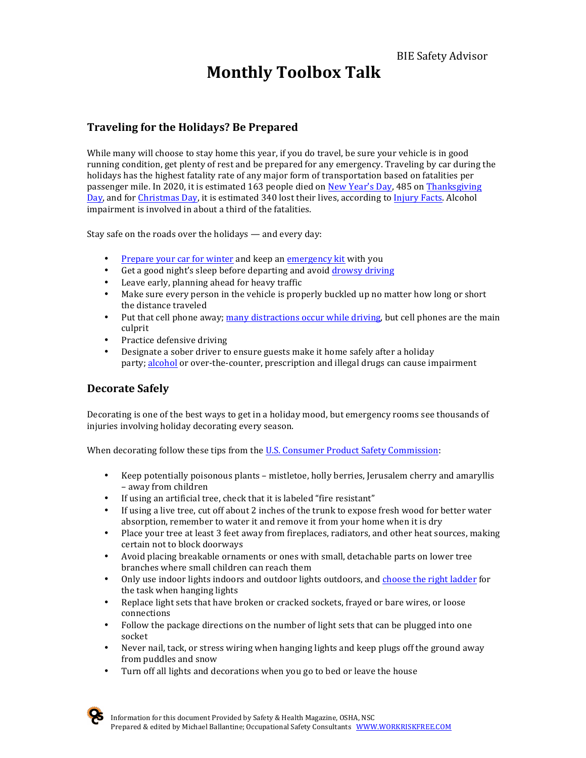BIE Safety Advisor

# Monthly Toolbox Talk

## Traveling for the Holidays? Be Prepared

While many will choose to stay home this year, if you do travel, be sure your vehicle is in good running condition, get plenty of rest and be prepared for any emergency. Traveling by car during the holidays has the highest fatality rate of any major form of transportation based on fatalities per passenger mile. In 2020, it is estimated 163 people died on New Year's Day, 485 on Thanksgiving Day, and for Christmas Day, it is estimated 340 lost their lives, according to Injury Facts. Alcohol impairment is involved in about a third of the fatalities.

Stay safe on the roads over the holidays — and every day:

- Prepare your car for winter and keep an emergency kit with you
- Get a good night's sleep before departing and avoid drowsy driving
- Leave early, planning ahead for heavy traffic
- Make sure every person in the vehicle is properly buckled up no matter how long or short the distance traveled
- Put that cell phone away; many distractions occur while driving, but cell phones are the main culprit
- Practice defensive driving
- Designate a sober driver to ensure guests make it home safely after a holiday party; alcohol or over-the-counter, prescription and illegal drugs can cause impairment

## Decorate Safely

Decorating is one of the best ways to get in a holiday mood, but emergency rooms see thousands of injuries involving holiday decorating every season.

When decorating follow these tips from the U.S. Consumer Product Safety Commission:

- Keep potentially poisonous plants – mistletoe, holly berries, Jerusalem cherry and amaryllis – away from children
- If using an artificial tree, check that it is labeled "fire resistant"
- If using a live tree, cut off about 2 inches of the trunk to expose fresh wood for better water absorption, remember to water it and remove it from your home when it is dry
- Place your tree at least 3 feet away from fireplaces, radiators, and other heat sources, making certain not to block doorways
- Avoid placing breakable ornaments or ones with small, detachable parts on lower tree branches where small children can reach them
- Only use indoor lights indoors and outdoor lights outdoors, and choose the right ladder for the task when hanging lights
- Replace light sets that have broken or cracked sockets, frayed or bare wires, or loose connections
- Follow the package directions on the number of light sets that can be plugged into one socket
- Never nail, tack, or stress wiring when hanging lights and keep plugs off the ground away from puddles and snow
- Turn off all lights and decorations when you go to bed or leave the house

Information for this document Provided by Safety & Health Magazine, OSHA, NSC
Prepared & edited by Michael Ballantine; Occupational Safety Consultants WWW.WORKRISKFREE.COM